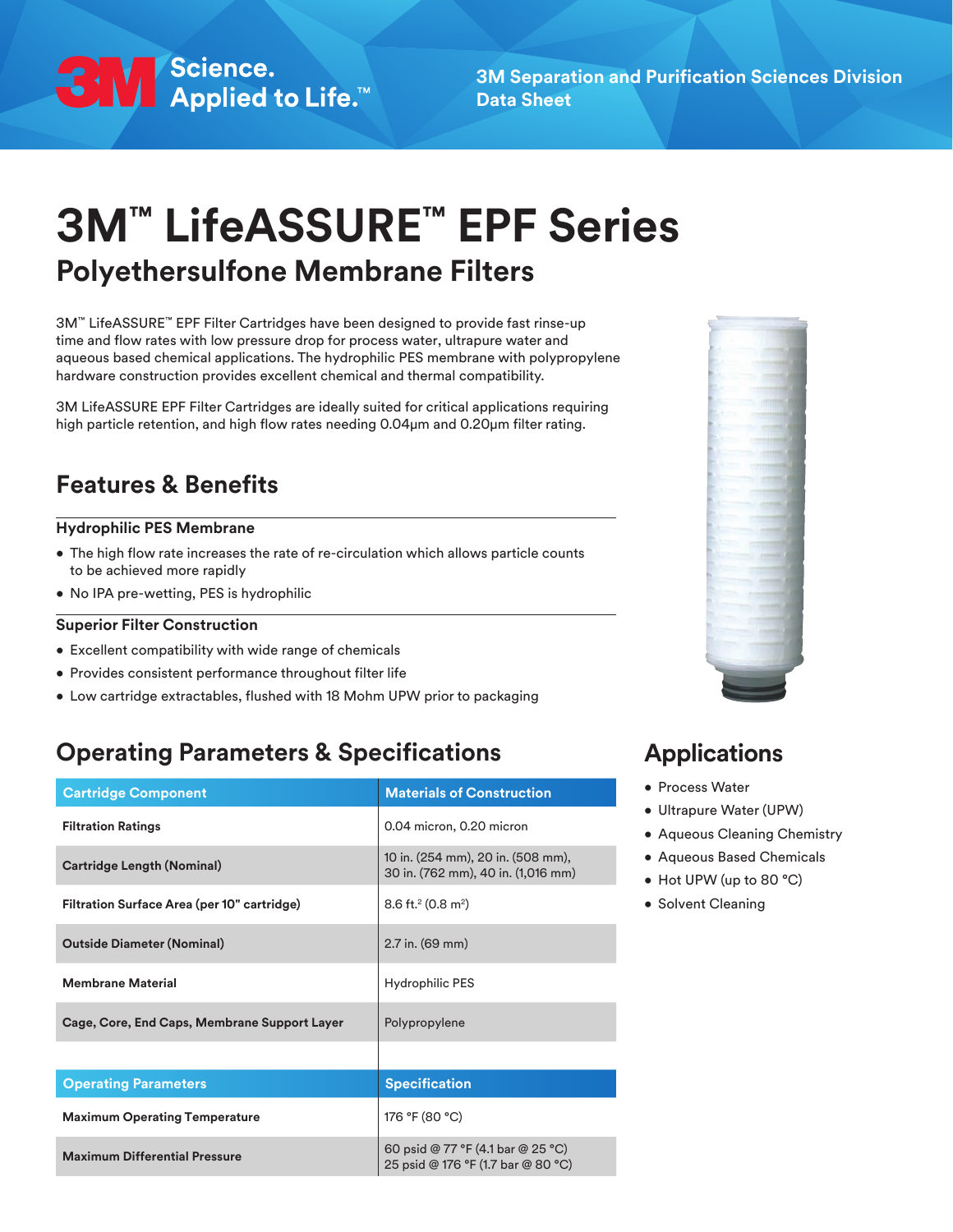3M Separation and Purification Sciences Division
Data Sheet

# 3M™ LifeASSURE™ EPF Series

## Polyethersulfone Membrane Filters

3M™ LifeASSURE™ EPF Filter Cartridges have been designed to provide fast rinse-up time and flow rates with low pressure drop for process water, ultrapure water and aqueous based chemical applications. The hydrophilic PES membrane with polypropylene hardware construction provides excellent chemical and thermal compatibility.

3M LifeASSURE EPF Filter Cartridges are ideally suited for critical applications requiring high particle retention, and high flow rates needing 0.04µm and 0.20µm filter rating.

## Features & Benefits

### Hydrophilic PES Membrane

- The high flow rate increases the rate of re-circulation which allows particle counts to be achieved more rapidly
- No IPA pre-wetting, PES is hydrophilic

### Superior Filter Construction

- Excellent compatibility with wide range of chemicals
- Provides consistent performance throughout filter life
- Low cartridge extractables, flushed with 18 Mohm UPW prior to packaging

## Operating Parameters & Specifications

| Cartridge Component | Materials of Construction |
|---|---|
| **Filtration Ratings** | 0.04 micron, 0.20 micron |
| **Cartridge Length (Nominal)** | 10 in. (254 mm), 20 in. (508 mm), 30 in. (762 mm), 40 in. (1,016 mm) |
| **Filtration Surface Area (per 10" cartridge)** | 8.6 ft.$^2$ (0.8 m$^2$) |
| **Outside Diameter (Nominal)** | 2.7 in. (69 mm) |
| **Membrane Material** | Hydrophilic PES |
| **Cage, Core, End Caps, Membrane Support Layer** | Polypropylene |

| Operating Parameters | Specification |
|---|---|
| **Maximum Operating Temperature** | 176 °F (80 °C) |
| **Maximum Differential Pressure** | 60 psid @ 77 °F (4.1 bar @ 25 °C)<br>25 psid @ 176 °F (1.7 bar @ 80 °C) |

## Applications

- Process Water
- Ultrapure Water (UPW)
- Aqueous Cleaning Chemistry
- Aqueous Based Chemicals
- Hot UPW (up to 80 °C)
- Solvent Cleaning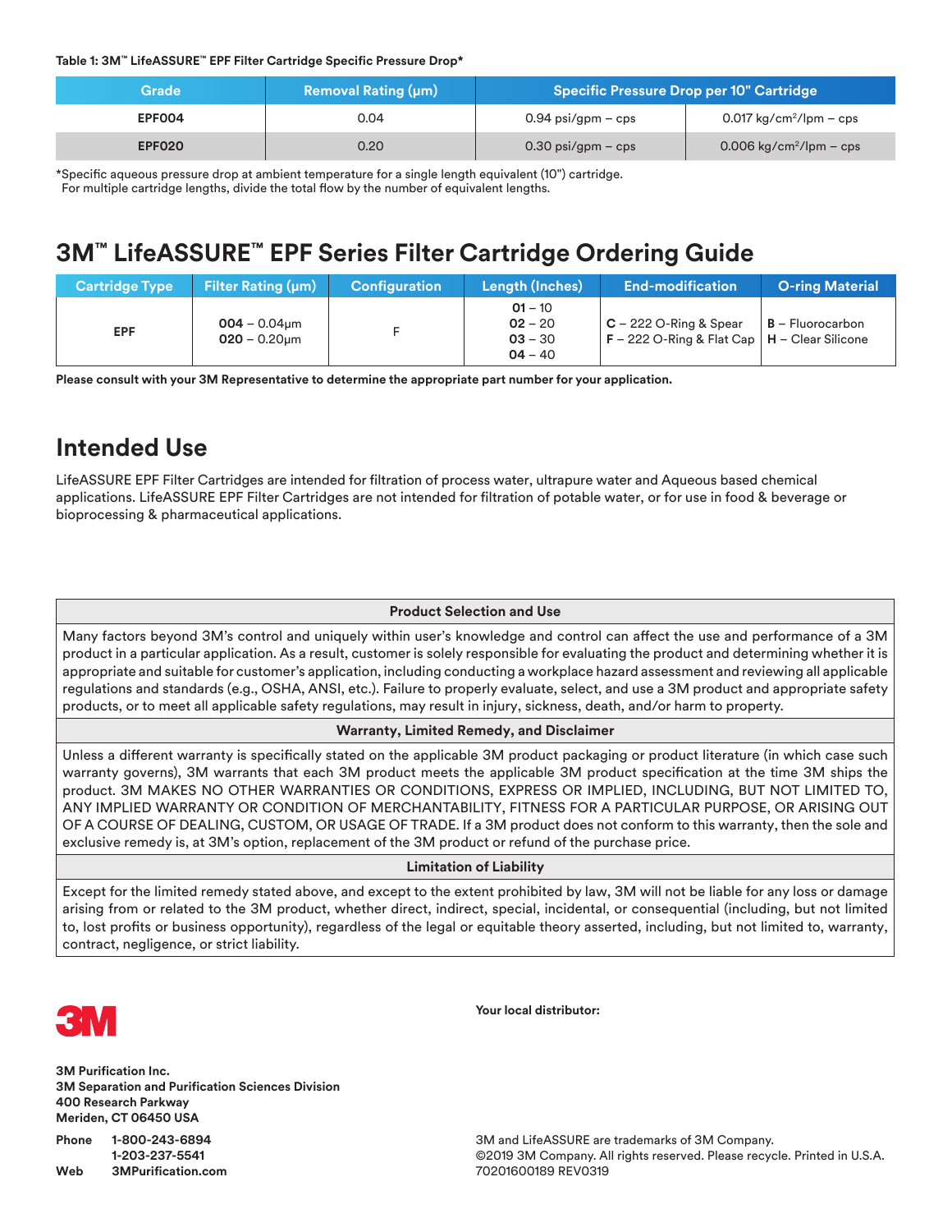**Table 1: 3M™ LifeASSURE™ EPF Filter Cartridge Specific Pressure Drop***

| Grade | Removal Rating (µm) | Specific Pressure Drop per 10" Cartridge | |
|---|---|---|---|
| **EPF004** | 0.04 | 0.94 psi/gpm – cps | 0.017 kg/cm²/lpm – cps |
| **EPF020** | 0.20 | 0.30 psi/gpm – cps | 0.006 kg/cm²/lpm – cps |

*Specific aqueous pressure drop at ambient temperature for a single length equivalent (10") cartridge. For multiple cartridge lengths, divide the total flow by the number of equivalent lengths.

## 3M™ LifeASSURE™ EPF Series Filter Cartridge Ordering Guide

| Cartridge Type | Filter Rating (µm) | Configuration | Length (Inches) | End-modification | O-ring Material |
|---|---|---|---|---|---|
| **EPF** | **004** – 0.04µm<br>**020** – 0.20µm | F | **01** – 10<br>**02** – 20<br>**03** – 30<br>**04** – 40 | **C** – 222 O-Ring & Spear<br>**F** – 222 O-Ring & Flat Cap | **B** – Fluorocarbon<br>**H** – Clear Silicone |

**Please consult with your 3M Representative to determine the appropriate part number for your application.**

## Intended Use

LifeASSURE EPF Filter Cartridges are intended for filtration of process water, ultrapure water and Aqueous based chemical applications. LifeASSURE EPF Filter Cartridges are not intended for filtration of potable water, or for use in food & beverage or bioprocessing & pharmaceutical applications.

**Product Selection and Use**

Many factors beyond 3M's control and uniquely within user's knowledge and control can affect the use and performance of a 3M product in a particular application. As a result, customer is solely responsible for evaluating the product and determining whether it is appropriate and suitable for customer's application, including conducting a workplace hazard assessment and reviewing all applicable regulations and standards (e.g., OSHA, ANSI, etc.). Failure to properly evaluate, select, and use a 3M product and appropriate safety products, or to meet all applicable safety regulations, may result in injury, sickness, death, and/or harm to property.

**Warranty, Limited Remedy, and Disclaimer**

Unless a different warranty is specifically stated on the applicable 3M product packaging or product literature (in which case such warranty governs), 3M warrants that each 3M product meets the applicable 3M product specification at the time 3M ships the product. 3M MAKES NO OTHER WARRANTIES OR CONDITIONS, EXPRESS OR IMPLIED, INCLUDING, BUT NOT LIMITED TO, ANY IMPLIED WARRANTY OR CONDITION OF MERCHANTABILITY, FITNESS FOR A PARTICULAR PURPOSE, OR ARISING OUT OF A COURSE OF DEALING, CUSTOM, OR USAGE OF TRADE. If a 3M product does not conform to this warranty, then the sole and exclusive remedy is, at 3M's option, replacement of the 3M product or refund of the purchase price.

**Limitation of Liability**

Except for the limited remedy stated above, and except to the extent prohibited by law, 3M will not be liable for any loss or damage arising from or related to the 3M product, whether direct, indirect, special, incidental, or consequential (including, but not limited to, lost profits or business opportunity), regardless of the legal or equitable theory asserted, including, but not limited to, warranty, contract, negligence, or strict liability.

3M

**3M Purification Inc.**
**3M Separation and Purification Sciences Division**
**400 Research Parkway**
**Meriden, CT 06450 USA**

**Phone** **1-800-243-6894**
**1-203-237-5541**
**Web** **3MPurification.com**

**Your local distributor:**

3M and LifeASSURE are trademarks of 3M Company.
©2019 3M Company. All rights reserved. Please recycle. Printed in U.S.A.
70201600189 REV0319